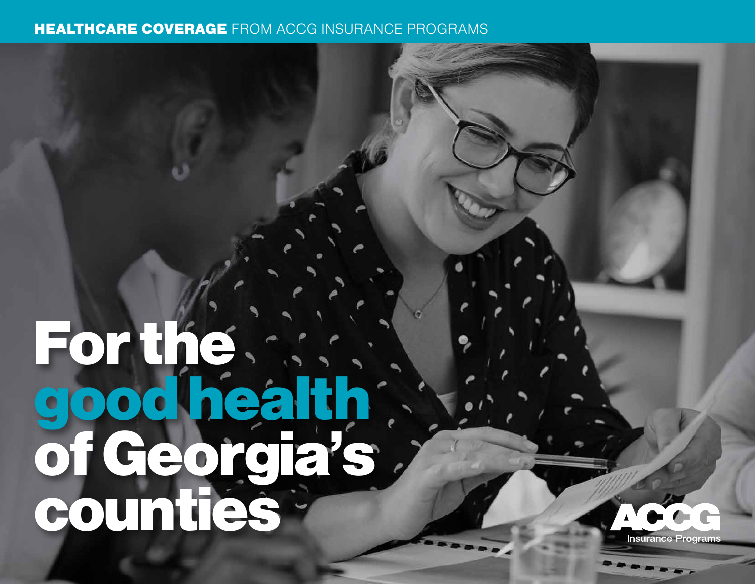**HEALTHCARE COVERAGE** FROM ACCG INSURANCE PROGRAMS

# For the good health of Georgia's counties

ACCG Insurance Programs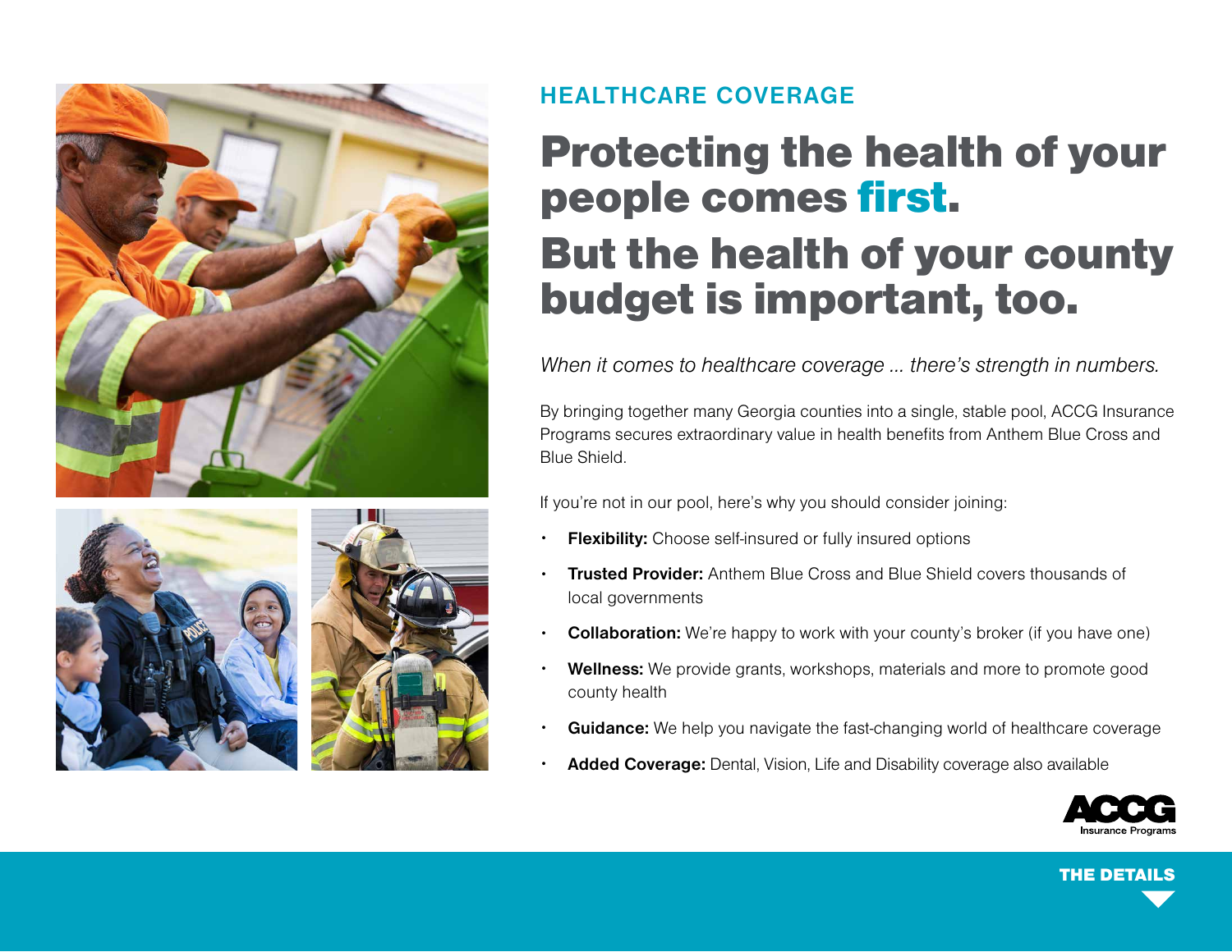HEALTHCARE COVERAGE

# Protecting the health of your people comes first.

# But the health of your county budget is important, too.

*When it comes to healthcare coverage ... there's strength in numbers.*

By bringing together many Georgia counties into a single, stable pool, ACCG Insurance Programs secures extraordinary value in health benefits from Anthem Blue Cross and Blue Shield.

If you're not in our pool, here's why you should consider joining:

- **Flexibility:** Choose self-insured or fully insured options
- **Trusted Provider:** Anthem Blue Cross and Blue Shield covers thousands of local governments
- **Collaboration:** We're happy to work with your county's broker (if you have one)
- **Wellness:** We provide grants, workshops, materials and more to promote good county health
- **Guidance:** We help you navigate the fast-changing world of healthcare coverage
- **Added Coverage:** Dental, Vision, Life and Disability coverage also available

ACCG Insurance Programs

THE DETAILS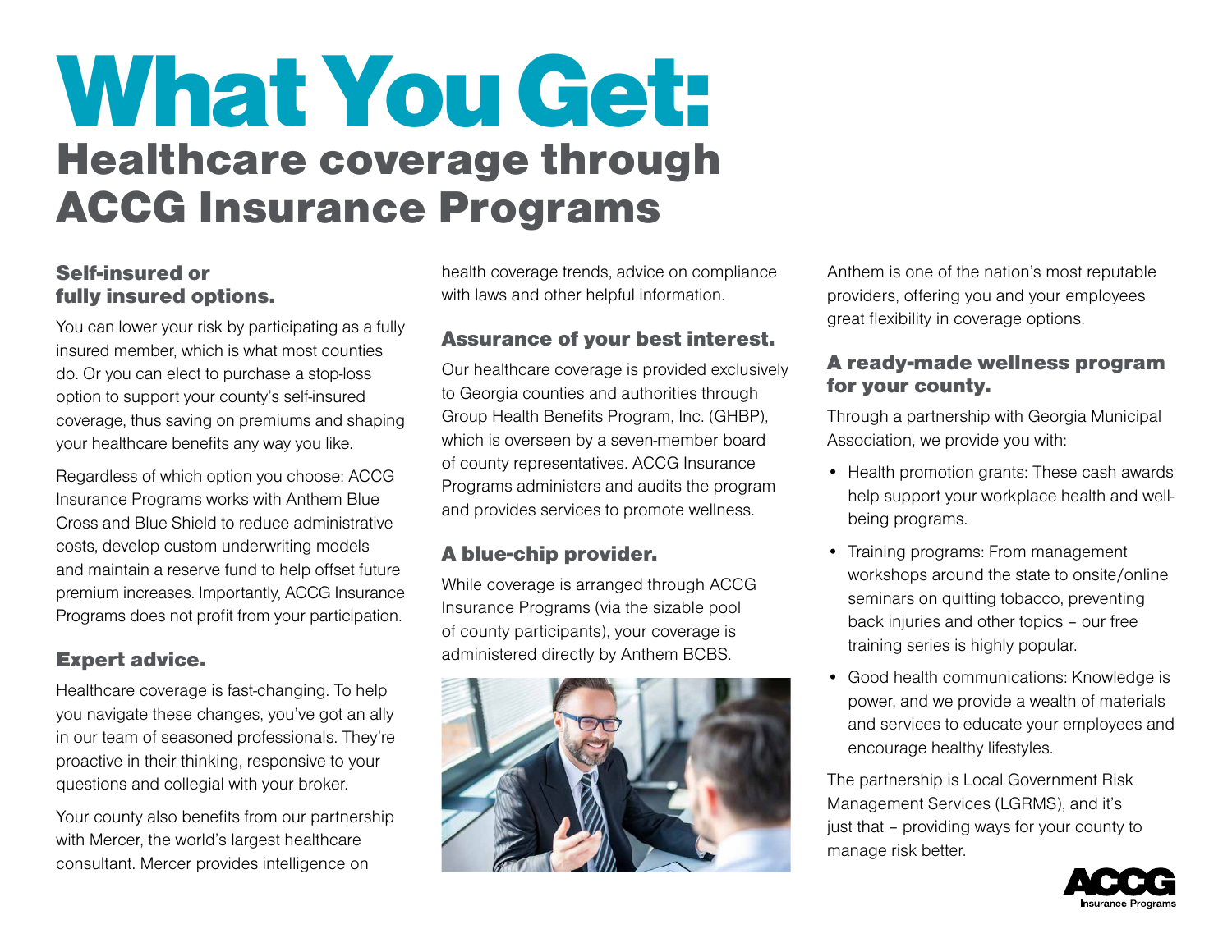# What You Get:

## Healthcare coverage through ACCG Insurance Programs

### Self-insured or fully insured options.

You can lower your risk by participating as a fully insured member, which is what most counties do. Or you can elect to purchase a stop-loss option to support your county's self-insured coverage, thus saving on premiums and shaping your healthcare benefits any way you like.

Regardless of which option you choose: ACCG Insurance Programs works with Anthem Blue Cross and Blue Shield to reduce administrative costs, develop custom underwriting models and maintain a reserve fund to help offset future premium increases. Importantly, ACCG Insurance Programs does not profit from your participation.

### Expert advice.

Healthcare coverage is fast-changing. To help you navigate these changes, you've got an ally in our team of seasoned professionals. They're proactive in their thinking, responsive to your questions and collegial with your broker.

Your county also benefits from our partnership with Mercer, the world's largest healthcare consultant. Mercer provides intelligence on health coverage trends, advice on compliance with laws and other helpful information.

### Assurance of your best interest.

Our healthcare coverage is provided exclusively to Georgia counties and authorities through Group Health Benefits Program, Inc. (GHBP), which is overseen by a seven-member board of county representatives. ACCG Insurance Programs administers and audits the program and provides services to promote wellness.

### A blue-chip provider.

While coverage is arranged through ACCG Insurance Programs (via the sizable pool of county participants), your coverage is administered directly by Anthem BCBS. Anthem is one of the nation's most reputable providers, offering you and your employees great flexibility in coverage options.

### A ready-made wellness program for your county.

Through a partnership with Georgia Municipal Association, we provide you with:

- Health promotion grants: These cash awards help support your workplace health and well-being programs.
- Training programs: From management workshops around the state to onsite/online seminars on quitting tobacco, preventing back injuries and other topics – our free training series is highly popular.
- Good health communications: Knowledge is power, and we provide a wealth of materials and services to educate your employees and encourage healthy lifestyles.

The partnership is Local Government Risk Management Services (LGRMS), and it's just that – providing ways for your county to manage risk better.

ACCG Insurance Programs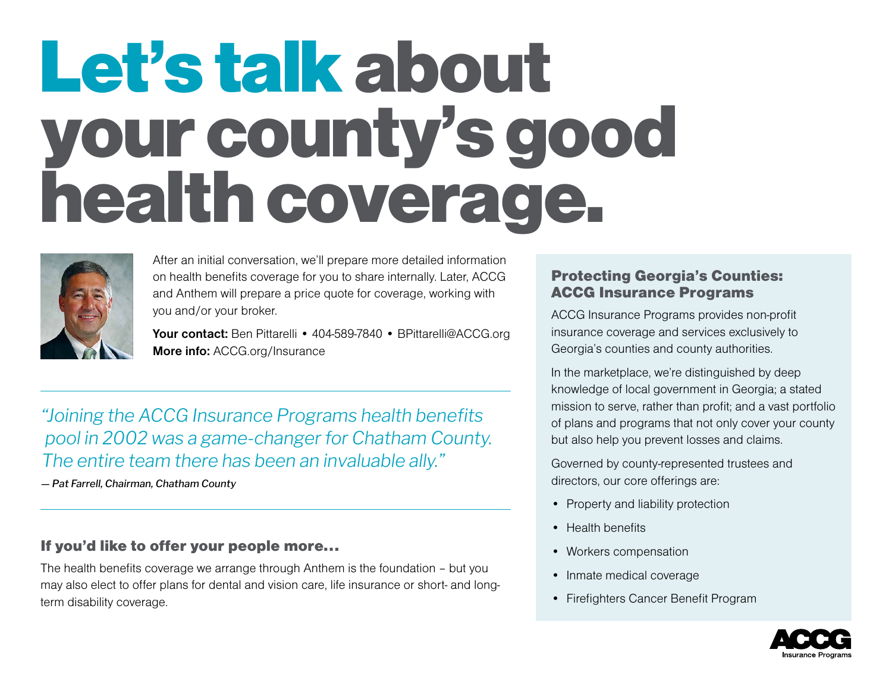# Let's talk about your county's good health coverage.

After an initial conversation, we'll prepare more detailed information on health benefits coverage for you to share internally. Later, ACCG and Anthem will prepare a price quote for coverage, working with you and/or your broker.

**Your contact:** Ben Pittarelli • 404-589-7840 • BPittarelli@ACCG.org
**More info:** ACCG.org/Insurance

---

*"Joining the ACCG Insurance Programs health benefits pool in 2002 was a game-changer for Chatham County. The entire team there has been an invaluable ally."*

*— Pat Farrell, Chairman, Chatham County*

---

### If you'd like to offer your people more…

The health benefits coverage we arrange through Anthem is the foundation – but you may also elect to offer plans for dental and vision care, life insurance or short- and long-term disability coverage.

### Protecting Georgia's Counties: ACCG Insurance Programs

ACCG Insurance Programs provides non-profit insurance coverage and services exclusively to Georgia's counties and county authorities.

In the marketplace, we're distinguished by deep knowledge of local government in Georgia; a stated mission to serve, rather than profit; and a vast portfolio of plans and programs that not only cover your county but also help you prevent losses and claims.

Governed by county-represented trustees and directors, our core offerings are:

- Property and liability protection
- Health benefits
- Workers compensation
- Inmate medical coverage
- Firefighters Cancer Benefit Program

ACCG Insurance Programs